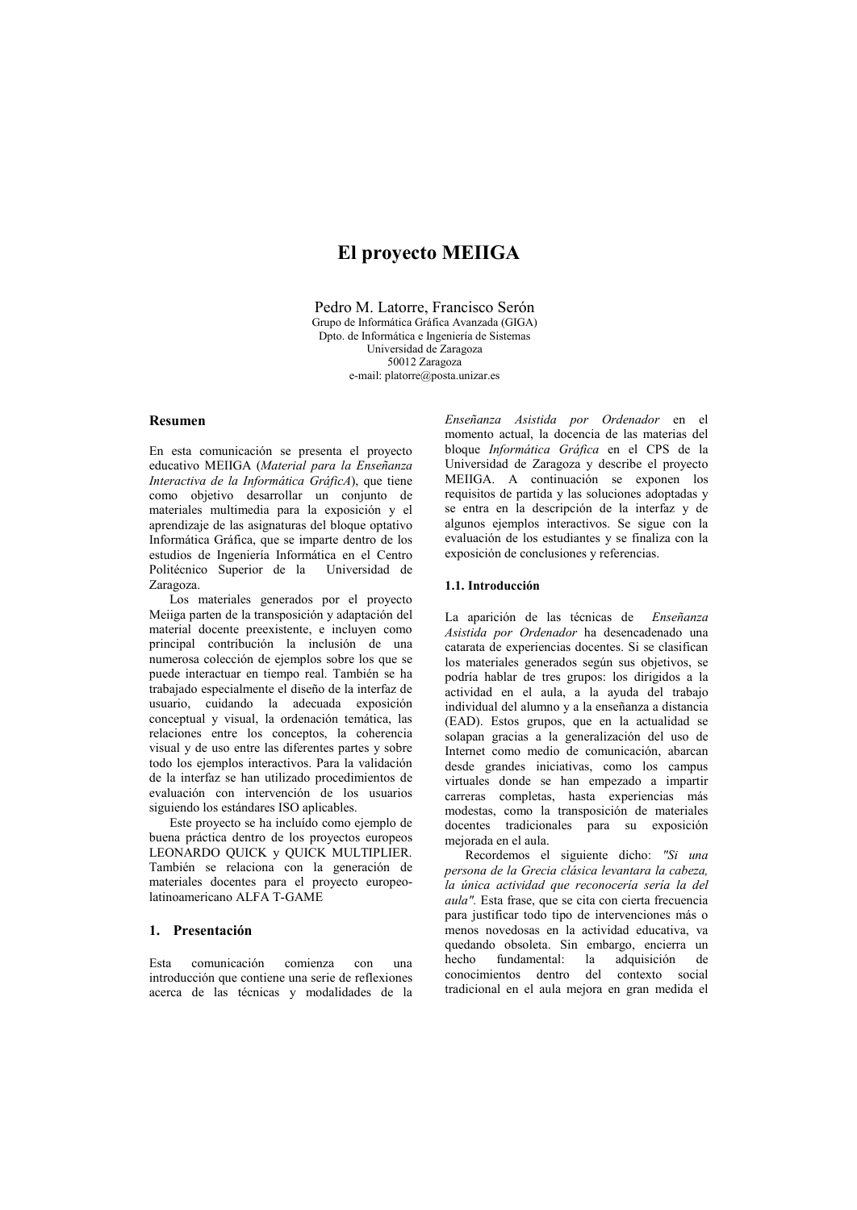# El proyecto MEIIGA

Pedro M. Latorre, Francisco Serón

Grupo de Informática Gráfica Avanzada (GIGA)
Dpto. de Informática e Ingeniería de Sistemas
Universidad de Zaragoza
50012 Zaragoza
e-mail: platorre@posta.unizar.es

## Resumen

En esta comunicación se presenta el proyecto educativo MEIIGA (*Material para la Enseñanza Interactiva de la Informática GráficA*), que tiene como objetivo desarrollar un conjunto de materiales multimedia para la exposición y el aprendizaje de las asignaturas del bloque optativo Informática Gráfica, que se imparte dentro de los estudios de Ingeniería Informática en el Centro Politécnico Superior de la Universidad de Zaragoza.

Los materiales generados por el proyecto Meiiga parten de la transposición y adaptación del material docente preexistente, e incluyen como principal contribución la inclusión de una numerosa colección de ejemplos sobre los que se puede interactuar en tiempo real. También se ha trabajado especialmente el diseño de la interfaz de usuario, cuidando la adecuada exposición conceptual y visual, la ordenación temática, las relaciones entre los conceptos, la coherencia visual y de uso entre las diferentes partes y sobre todo los ejemplos interactivos. Para la validación de la interfaz se han utilizado procedimientos de evaluación con intervención de los usuarios siguiendo los estándares ISO aplicables.

Este proyecto se ha incluído como ejemplo de buena práctica dentro de los proyectos europeos LEONARDO QUICK y QUICK MULTIPLIER. También se relaciona con la generación de materiales docentes para el proyecto europeo-latinoamericano ALFA T-GAME

## 1. Presentación

Esta comunicación comienza con una introducción que contiene una serie de reflexiones acerca de las técnicas y modalidades de la *Enseñanza Asistida por Ordenador* en el momento actual, la docencia de las materias del bloque *Informática Gráfica* en el CPS de la Universidad de Zaragoza y describe el proyecto MEIIGA. A continuación se exponen los requisitos de partida y las soluciones adoptadas y se entra en la descripción de la interfaz y de algunos ejemplos interactivos. Se sigue con la evaluación de los estudiantes y se finaliza con la exposición de conclusiones y referencias.

### 1.1. Introducción

La aparición de las técnicas de *Enseñanza Asistida por Ordenador* ha desencadenado una catarata de experiencias docentes. Si se clasifican los materiales generados según sus objetivos, se podría hablar de tres grupos: los dirigidos a la actividad en el aula, a la ayuda del trabajo individual del alumno y a la enseñanza a distancia (EAD). Estos grupos, que en la actualidad se solapan gracias a la generalización del uso de Internet como medio de comunicación, abarcan desde grandes iniciativas, como los campus virtuales donde se han empezado a impartir carreras completas, hasta experiencias más modestas, como la transposición de materiales docentes tradicionales para su exposición mejorada en el aula.

Recordemos el siguiente dicho: *"Si una persona de la Grecia clásica levantara la cabeza, la única actividad que reconocería sería la del aula".* Esta frase, que se cita con cierta frecuencia para justificar todo tipo de intervenciones más o menos novedosas en la actividad educativa, va quedando obsoleta. Sin embargo, encierra un hecho fundamental: la adquisición de conocimientos dentro del contexto social tradicional en el aula mejora en gran medida el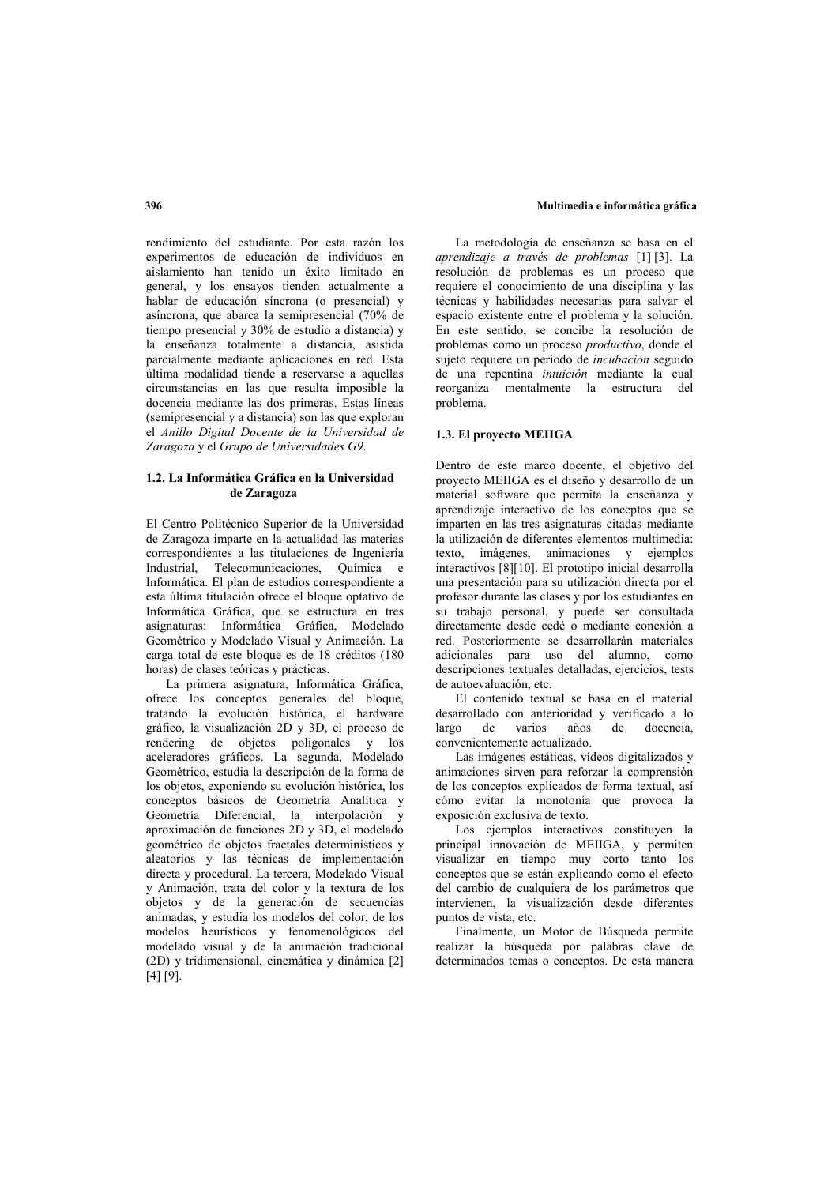rendimiento del estudiante. Por esta razón los experimentos de educación de individuos en aislamiento han tenido un éxito limitado en general, y los ensayos tienden actualmente a hablar de educación síncrona (o presencial) y asíncrona, que abarca la semipresencial (70% de tiempo presencial y 30% de estudio a distancia) y la enseñanza totalmente a distancia, asistida parcialmente mediante aplicaciones en red. Esta última modalidad tiende a reservarse a aquellas circunstancias en las que resulta imposible la docencia mediante las dos primeras. Estas líneas (semipresencial y a distancia) son las que exploran el *Anillo Digital Docente de la Universidad de Zaragoza* y el *Grupo de Universidades G9*.

### 1.2. La Informática Gráfica en la Universidad de Zaragoza

El Centro Politécnico Superior de la Universidad de Zaragoza imparte en la actualidad las materias correspondientes a las titulaciones de Ingeniería Industrial, Telecomunicaciones, Química e Informática. El plan de estudios correspondiente a esta última titulación ofrece el bloque optativo de Informática Gráfica, que se estructura en tres asignaturas: Informática Gráfica, Modelado Geométrico y Modelado Visual y Animación. La carga total de este bloque es de 18 créditos (180 horas) de clases teóricas y prácticas.

La primera asignatura, Informática Gráfica, ofrece los conceptos generales del bloque, tratando la evolución histórica, el hardware gráfico, la visualización 2D y 3D, el proceso de rendering de objetos poligonales y los aceleradores gráficos. La segunda, Modelado Geométrico, estudia la descripción de la forma de los objetos, exponiendo su evolución histórica, los conceptos básicos de Geometría Analítica y Geometría Diferencial, la interpolación y aproximación de funciones 2D y 3D, el modelado geométrico de objetos fractales deterministicos y aleatorios y las técnicas de implementación directa y procedural. La tercera, Modelado Visual y Animación, trata del color y la textura de los objetos y de la generación de secuencias animadas, y estudia los modelos del color, de los modelos heurísticos y fenomenológicos del modelado visual y de la animación tradicional (2D) y tridimensional, cinemática y dinámica [2] [4] [9].

La metodología de enseñanza se basa en el *aprendizaje a través de problemas* [1] [3]. La resolución de problemas es un proceso que requiere el conocimiento de una disciplina y las técnicas y habilidades necesarias para salvar el espacio existente entre el problema y la solución. En este sentido, se concibe la resolución de problemas como un proceso *productivo*, donde el sujeto requiere un periodo de *incubación* seguido de una repentina *intuición* mediante la cual reorganiza mentalmente la estructura del problema.

### 1.3. El proyecto MEIIGA

Dentro de este marco docente, el objetivo del proyecto MEIIGA es el diseño y desarrollo de un material software que permita la enseñanza y aprendizaje interactivo de los conceptos que se imparten en las tres asignaturas citadas mediante la utilización de diferentes elementos multimedia: texto, imágenes, animaciones y ejemplos interactivos [8][10]. El prototipo inicial desarrolla una presentación para su utilización directa por el profesor durante las clases y por los estudiantes en su trabajo personal, y puede ser consultada directamente desde cedé o mediante conexión a red. Posteriormente se desarrollarán materiales adicionales para uso del alumno, como descripciones textuales detalladas, ejercicios, tests de autoevaluación, etc.

El contenido textual se basa en el material desarrollado con anterioridad y verificado a lo largo de varios años de docencia, convenientemente actualizado.

Las imágenes estáticas, vídeos digitalizados y animaciones sirven para reforzar la comprensión de los conceptos explicados de forma textual, así cómo evitar la monotonía que provoca la exposición exclusiva de texto.

Los ejemplos interactivos constituyen la principal innovación de MEIIGA, y permiten visualizar en tiempo muy corto tanto los conceptos que se están explicando como el efecto del cambio de cualquiera de los parámetros que intervienen, la visualización desde diferentes puntos de vista, etc.

Finalmente, un Motor de Búsqueda permite realizar la búsqueda por palabras clave de determinados temas o conceptos. De esta manera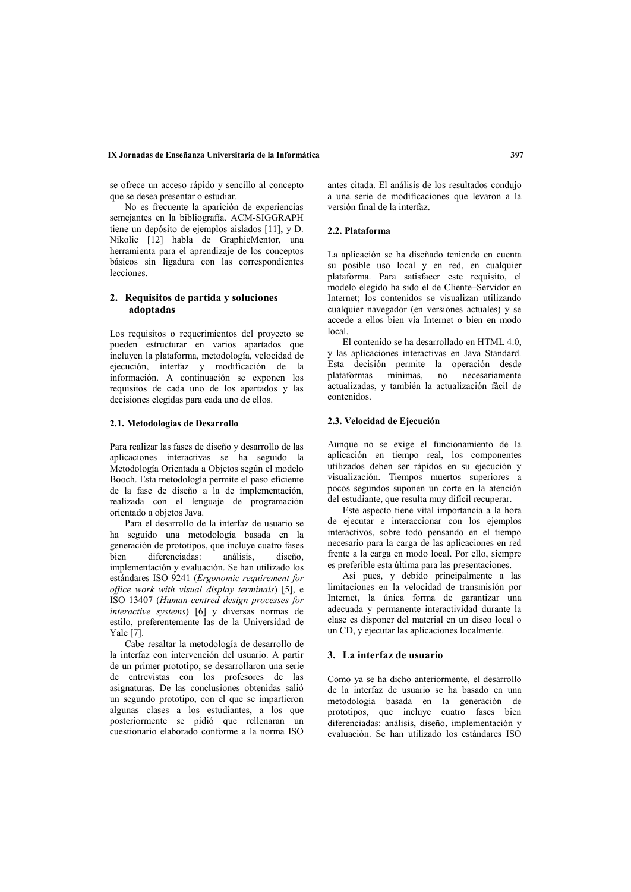se ofrece un acceso rápido y sencillo al concepto que se desea presentar o estudiar.

No es frecuente la aparición de experiencias semejantes en la bibliografía. ACM-SIGGRAPH tiene un depósito de ejemplos aislados [11], y D. Nikolic [12] habla de GraphicMentor, una herramienta para el aprendizaje de los conceptos básicos sin ligadura con las correspondientes lecciones.

## 2. Requisitos de partida y soluciones adoptadas

Los requisitos o requerimientos del proyecto se pueden estructurar en varios apartados que incluyen la plataforma, metodología, velocidad de ejecución, interfaz y modificación de la información. A continuación se exponen los requisitos de cada uno de los apartados y las decisiones elegidas para cada uno de ellos.

### 2.1. Metodologías de Desarrollo

Para realizar las fases de diseño y desarrollo de las aplicaciones interactivas se ha seguido la Metodología Orientada a Objetos según el modelo Booch. Esta metodología permite el paso eficiente de la fase de diseño a la de implementación, realizada con el lenguaje de programación orientado a objetos Java.

Para el desarrollo de la interfaz de usuario se ha seguido una metodología basada en la generación de prototipos, que incluye cuatro fases bien diferenciadas: análisis, diseño, implementación y evaluación. Se han utilizado los estándares ISO 9241 (*Ergonomic requirement for office work with visual display terminals*) [5], e ISO 13407 (*Human-centred design processes for interactive systems*) [6] y diversas normas de estilo, preferentemente las de la Universidad de Yale [7].

Cabe resaltar la metodología de desarrollo de la interfaz con intervención del usuario. A partir de un primer prototipo, se desarrollaron una serie de entrevistas con los profesores de las asignaturas. De las conclusiones obtenidas salió un segundo prototipo, con el que se impartieron algunas clases a los estudiantes, a los que posteriormente se pidió que rellenaran un cuestionario elaborado conforme a la norma ISO antes citada. El análisis de los resultados condujo a una serie de modificaciones que levaron a la versión final de la interfaz.

### 2.2. Plataforma

La aplicación se ha diseñado teniendo en cuenta su posible uso local y en red, en cualquier plataforma. Para satisfacer este requisito, el modelo elegido ha sido el de Cliente–Servidor en Internet; los contenidos se visualizan utilizando cualquier navegador (en versiones actuales) y se accede a ellos bien vía Internet o bien en modo local.

El contenido se ha desarrollado en HTML 4.0, y las aplicaciones interactivas en Java Standard. Esta decisión permite la operación desde plataformas mínimas, no necesariamente actualizadas, y también la actualización fácil de contenidos.

### 2.3. Velocidad de Ejecución

Aunque no se exige el funcionamiento de la aplicación en tiempo real, los componentes utilizados deben ser rápidos en su ejecución y visualización. Tiempos muertos superiores a pocos segundos suponen un corte en la atención del estudiante, que resulta muy difícil recuperar.

Este aspecto tiene vital importancia a la hora de ejecutar e interaccionar con los ejemplos interactivos, sobre todo pensando en el tiempo necesario para la carga de las aplicaciones en red frente a la carga en modo local. Por ello, siempre es preferible esta última para las presentaciones.

Así pues, y debido principalmente a las limitaciones en la velocidad de transmisión por Internet, la única forma de garantizar una adecuada y permanente interactividad durante la clase es disponer del material en un disco local o un CD, y ejecutar las aplicaciones localmente.

## 3. La interfaz de usuario

Como ya se ha dicho anteriormente, el desarrollo de la interfaz de usuario se ha basado en una metodología basada en la generación de prototipos, que incluye cuatro fases bien diferenciadas: análisis, diseño, implementación y evaluación. Se han utilizado los estándares ISO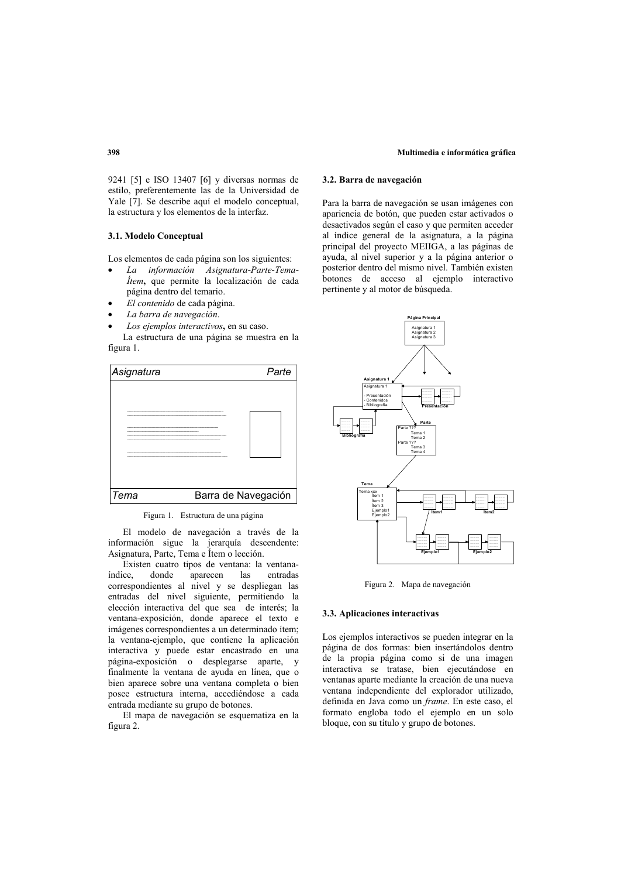9241 [5] e ISO 13407 [6] y diversas normas de estilo, preferentemente las de la Universidad de Yale [7]. Se describe aquí el modelo conceptual, la estructura y los elementos de la interfaz.

### 3.1. Modelo Conceptual

Los elementos de cada página son los siguientes:

- *La información Asignatura-Parte-Tema-Ítem***,** que permite la localización de cada página dentro del temario.
- *El contenido* de cada página.
- *La barra de navegación*.
- *Los ejemplos interactivos***,** en su caso.

La estructura de una página se muestra en la figura 1.

Figura 1. Estructura de una página

El modelo de navegación a través de la información sigue la jerarquía descendente: Asignatura, Parte, Tema e Ítem o lección.

Existen cuatro tipos de ventana: la ventana-índice, donde aparecen las entradas correspondientes al nivel y se despliegan las entradas del nivel siguiente, permitiendo la elección interactiva del que sea de interés; la ventana-exposición, donde aparece el texto e imágenes correspondientes a un determinado ítem; la ventana-ejemplo, que contiene la aplicación interactiva y puede estar encastrado en una página-exposición o desplegarse aparte, y finalmente la ventana de ayuda en línea, que o bien aparece sobre una ventana completa o bien posee estructura interna, accediéndose a cada entrada mediante su grupo de botones.

El mapa de navegación se esquematiza en la figura 2.

### 3.2. Barra de navegación

Para la barra de navegación se usan imágenes con apariencia de botón, que pueden estar activados o desactivados según el caso y que permiten acceder al índice general de la asignatura, a la página principal del proyecto MEIIGA, a las páginas de ayuda, al nivel superior y a la página anterior o posterior dentro del mismo nivel. También existen botones de acceso al ejemplo interactivo pertinente y al motor de búsqueda.

Figura 2. Mapa de navegación

### 3.3. Aplicaciones interactivas

Los ejemplos interactivos se pueden integrar en la página de dos formas: bien insertándolos dentro de la propia página como si de una imagen interactiva se tratase, bien ejecutándose en ventanas aparte mediante la creación de una nueva ventana independiente del explorador utilizado, definida en Java como un *frame*. En este caso, el formato engloba todo el ejemplo en un solo bloque, con su título y grupo de botones.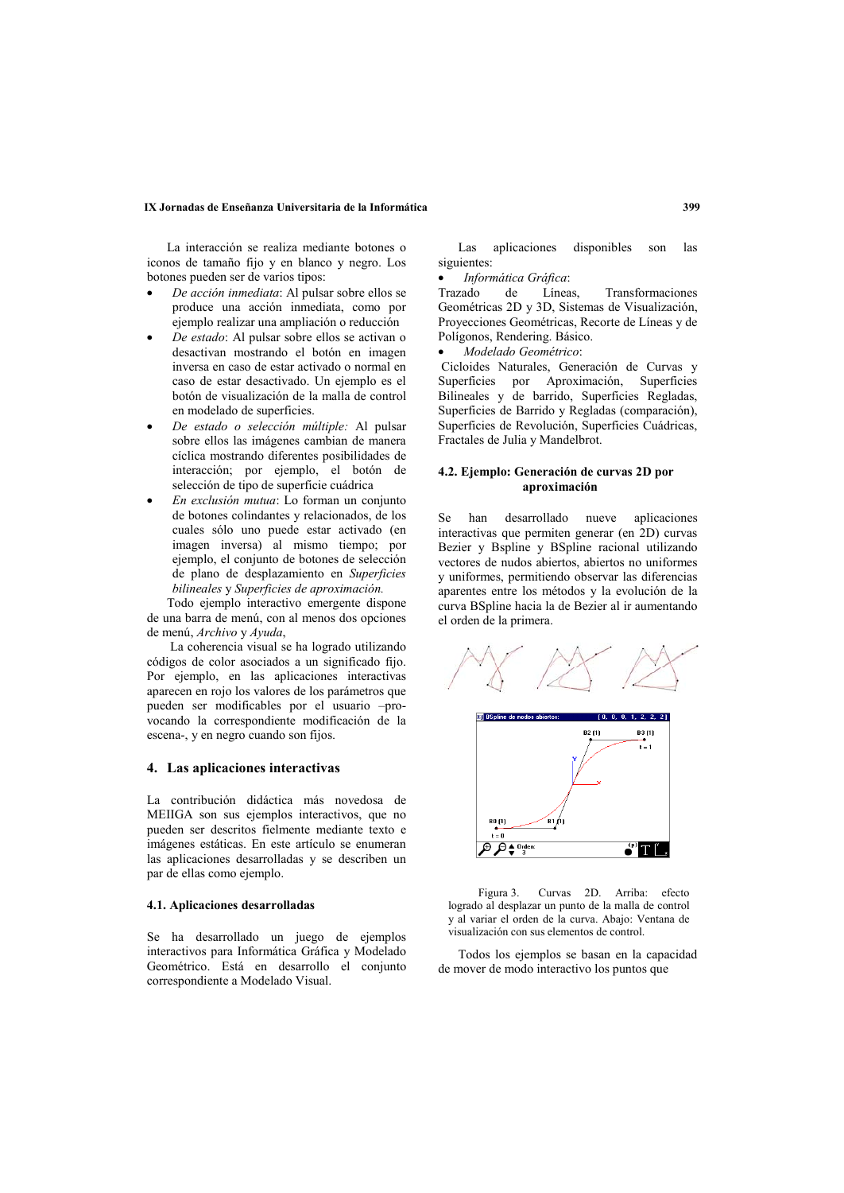La interacción se realiza mediante botones o iconos de tamaño fijo y en blanco y negro. Los botones pueden ser de varios tipos:

- *De acción inmediata*: Al pulsar sobre ellos se produce una acción inmediata, como por ejemplo realizar una ampliación o reducción
- *De estado*: Al pulsar sobre ellos se activan o desactivan mostrando el botón en imagen inversa en caso de estar activado o normal en caso de estar desactivado. Un ejemplo es el botón de visualización de la malla de control en modelado de superficies.
- *De estado o selección múltiple:* Al pulsar sobre ellos las imágenes cambian de manera cíclica mostrando diferentes posibilidades de interacción; por ejemplo, el botón de selección de tipo de superficie cuádrica
- *En exclusión mutua*: Lo forman un conjunto de botones colindantes y relacionados, de los cuales sólo uno puede estar activado (en imagen inversa) al mismo tiempo; por ejemplo, el conjunto de botones de selección de plano de desplazamiento en *Superficies bilineales* y *Superficies de aproximación.*

Todo ejemplo interactivo emergente dispone de una barra de menú, con al menos dos opciones de menú, *Archivo* y *Ayuda*,

La coherencia visual se ha logrado utilizando códigos de color asociados a un significado fijo. Por ejemplo, en las aplicaciones interactivas aparecen en rojo los valores de los parámetros que pueden ser modificables por el usuario –provocando la correspondiente modificación de la escena-, y en negro cuando son fijos.

## 4. Las aplicaciones interactivas

La contribución didáctica más novedosa de MEIIGA son sus ejemplos interactivos, que no pueden ser descritos fielmente mediante texto e imágenes estáticas. En este artículo se enumeran las aplicaciones desarrolladas y se describen un par de ellas como ejemplo.

### 4.1. Aplicaciones desarrolladas

Se ha desarrollado un juego de ejemplos interactivos para Informática Gráfica y Modelado Geométrico. Está en desarrollo el conjunto correspondiente a Modelado Visual.

Las aplicaciones disponibles son las siguientes:

- *Informática Gráfica*:

Trazado de Líneas, Transformaciones Geométricas 2D y 3D, Sistemas de Visualización, Proyecciones Geométricas, Recorte de Líneas y de Polígonos, Rendering. Básico.

- *Modelado Geométrico*:

Cicloides Naturales, Generación de Curvas y Superficies por Aproximación, Superficies Bilineales y de barrido, Superficies Regladas, Superficies de Barrido y Regladas (comparación), Superficies de Revolución, Superficies Cuádricas, Fractales de Julia y Mandelbrot.

### 4.2. Ejemplo: Generación de curvas 2D por aproximación

Se han desarrollado nueve aplicaciones interactivas que permiten generar (en 2D) curvas Bezier y Bspline y BSpline racional utilizando vectores de nudos abiertos, abiertos no uniformes y uniformes, permitiendo observar las diferencias aparentes entre los métodos y la evolución de la curva BSpline hacia la de Bezier al ir aumentando el orden de la primera.

Figura 3. Curvas 2D. Arriba: efecto logrado al desplazar un punto de la malla de control y al variar el orden de la curva. Abajo: Ventana de visualización con sus elementos de control.

Todos los ejemplos se basan en la capacidad de mover de modo interactivo los puntos que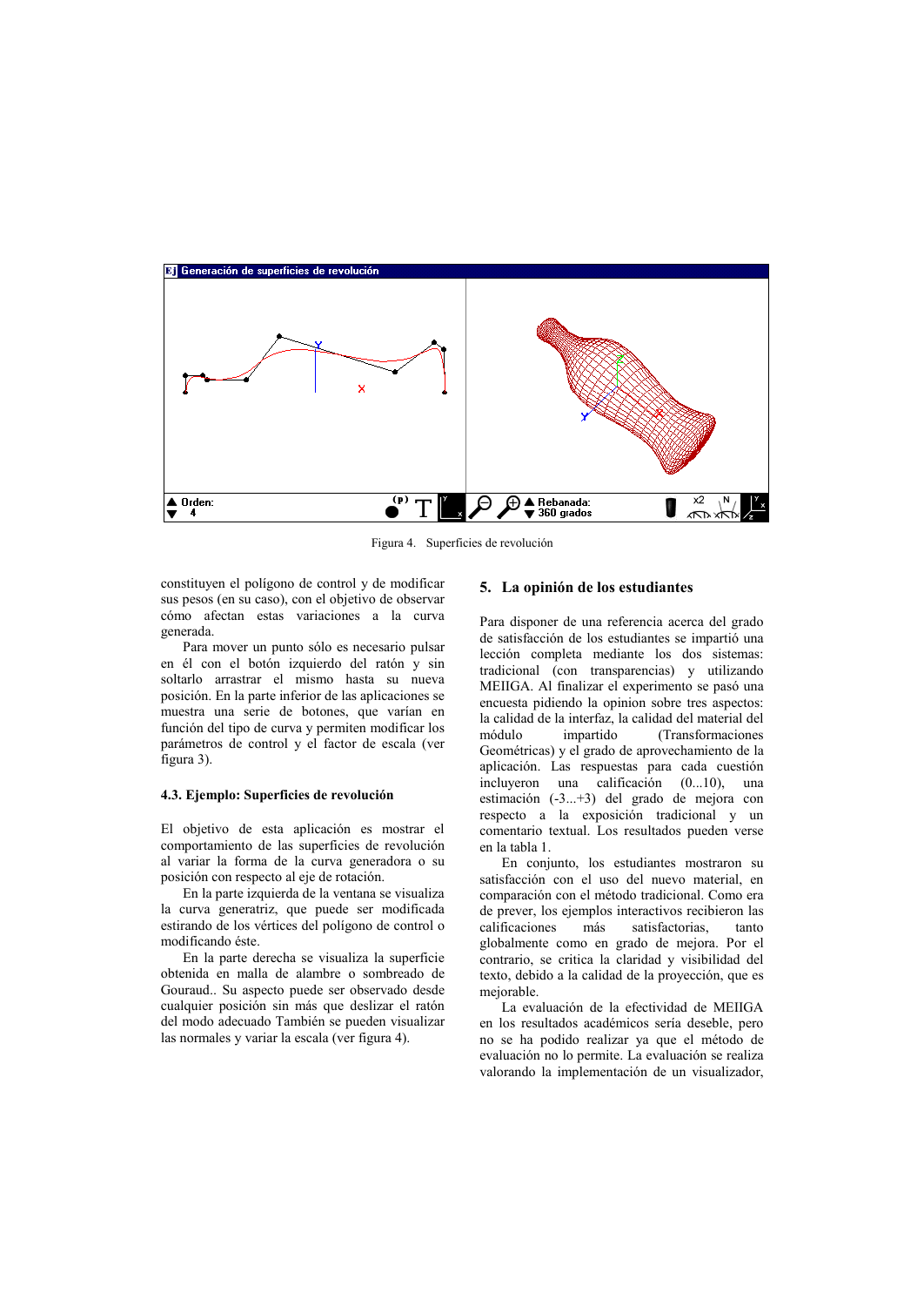Figura 4. Superficies de revolución

constituyen el polígono de control y de modificar sus pesos (en su caso), con el objetivo de observar cómo afectan estas variaciones a la curva generada.

Para mover un punto sólo es necesario pulsar en él con el botón izquierdo del ratón y sin soltarlo arrastrar el mismo hasta su nueva posición. En la parte inferior de las aplicaciones se muestra una serie de botones, que varían en función del tipo de curva y permiten modificar los parámetros de control y el factor de escala (ver figura 3).

### 4.3. Ejemplo: Superficies de revolución

El objetivo de esta aplicación es mostrar el comportamiento de las superficies de revolución al variar la forma de la curva generadora o su posición con respecto al eje de rotación.

En la parte izquierda de la ventana se visualiza la curva generatriz, que puede ser modificada estirando de los vértices del polígono de control o modificando éste.

En la parte derecha se visualiza la superficie obtenida en malla de alambre o sombreado de Gouraud.. Su aspecto puede ser observado desde cualquier posición sin más que deslizar el ratón del modo adecuado También se pueden visualizar las normales y variar la escala (ver figura 4).

## 5. La opinión de los estudiantes

Para disponer de una referencia acerca del grado de satisfacción de los estudiantes se impartió una lección completa mediante los dos sistemas: tradicional (con transparencias) y utilizando MEIIGA. Al finalizar el experimento se pasó una encuesta pidiendo la opinion sobre tres aspectos: la calidad de la interfaz, la calidad del material del módulo impartido (Transformaciones Geométricas) y el grado de aprovechamiento de la aplicación. Las respuestas para cada cuestión incluyeron una calificación (0...10), una estimación (-3...+3) del grado de mejora con respecto a la exposición tradicional y un comentario textual. Los resultados pueden verse en la tabla 1.

En conjunto, los estudiantes mostraron su satisfacción con el uso del nuevo material, en comparación con el método tradicional. Como era de prever, los ejemplos interactivos recibieron las calificaciones más satisfactorias, tanto globalmente como en grado de mejora. Por el contrario, se critica la claridad y visibilidad del texto, debido a la calidad de la proyección, que es mejorable.

La evaluación de la efectividad de MEIIGA en los resultados académicos sería deseble, pero no se ha podido realizar ya que el método de evaluación no lo permite. La evaluación se realiza valorando la implementación de un visualizador,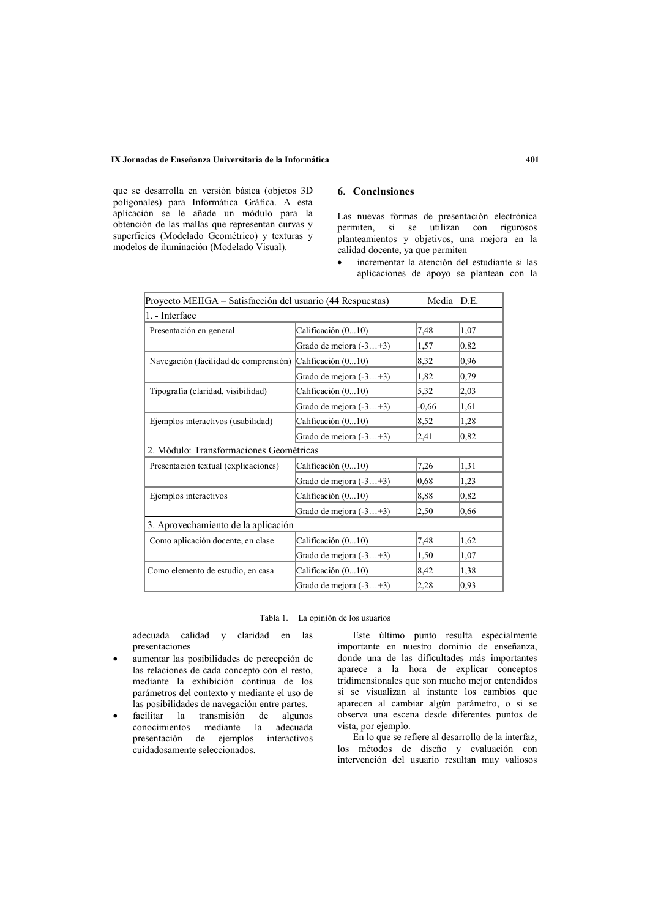que se desarrolla en versión básica (objetos 3D poligonales) para Informática Gráfica. A esta aplicación se le añade un módulo para la obtención de las mallas que representan curvas y superficies (Modelado Geométrico) y texturas y modelos de iluminación (Modelado Visual).

## 6. Conclusiones

Las nuevas formas de presentación electrónica permiten, si se utilizan con rigurosos planteamientos y objetivos, una mejora en la calidad docente, ya que permiten

- incrementar la atención del estudiante si las aplicaciones de apoyo se plantean con la adecuada calidad y claridad en las presentaciones
- aumentar las posibilidades de percepción de las relaciones de cada concepto con el resto, mediante la exhibición continua de los parámetros del contexto y mediante el uso de las posibilidades de navegación entre partes.
- facilitar la transmisión de algunos conocimientos mediante la adecuada presentación de ejemplos interactivos cuidadosamente seleccionados.

| Proyecto MEIIGA – Satisfacción del usuario (44 Respuestas) | | Media | D.E. |
|---|---|---|---|
| **1. - Interface** | | | |
| Presentación en general | Calificación (0...10) | 7,48 | 1,07 |
| | Grado de mejora (-3…+3) | 1,57 | 0,82 |
| Navegación (facilidad de comprensión) | Calificación (0...10) | 8,32 | 0,96 |
| | Grado de mejora (-3…+3) | 1,82 | 0,79 |
| Tipografía (claridad, visibilidad) | Calificación (0...10) | 5,32 | 2,03 |
| | Grado de mejora (-3…+3) | -0,66 | 1,61 |
| Ejemplos interactivos (usabilidad) | Calificación (0...10) | 8,52 | 1,28 |
| | Grado de mejora (-3…+3) | 2,41 | 0,82 |
| **2. Módulo: Transformaciones Geométricas** | | | |
| Presentación textual (explicaciones) | Calificación (0...10) | 7,26 | 1,31 |
| | Grado de mejora (-3…+3) | 0,68 | 1,23 |
| Ejemplos interactivos | Calificación (0...10) | 8,88 | 0,82 |
| | Grado de mejora (-3…+3) | 2,50 | 0,66 |
| **3. Aprovechamiento de la aplicación** | | | |
| Como aplicación docente, en clase | Calificación (0...10) | 7,48 | 1,62 |
| | Grado de mejora (-3…+3) | 1,50 | 1,07 |
| Como elemento de estudio, en casa | Calificación (0...10) | 8,42 | 1,38 |
| | Grado de mejora (-3…+3) | 2,28 | 0,93 |

Tabla 1. La opinión de los usuarios

Este último punto resulta especialmente importante en nuestro dominio de enseñanza, donde una de las dificultades más importantes aparece a la hora de explicar conceptos tridimensionales que son mucho mejor entendidos si se visualizan al instante los cambios que aparecen al cambiar algún parámetro, o si se observa una escena desde diferentes puntos de vista, por ejemplo.

En lo que se refiere al desarrollo de la interfaz, los métodos de diseño y evaluación con intervención del usuario resultan muy valiosos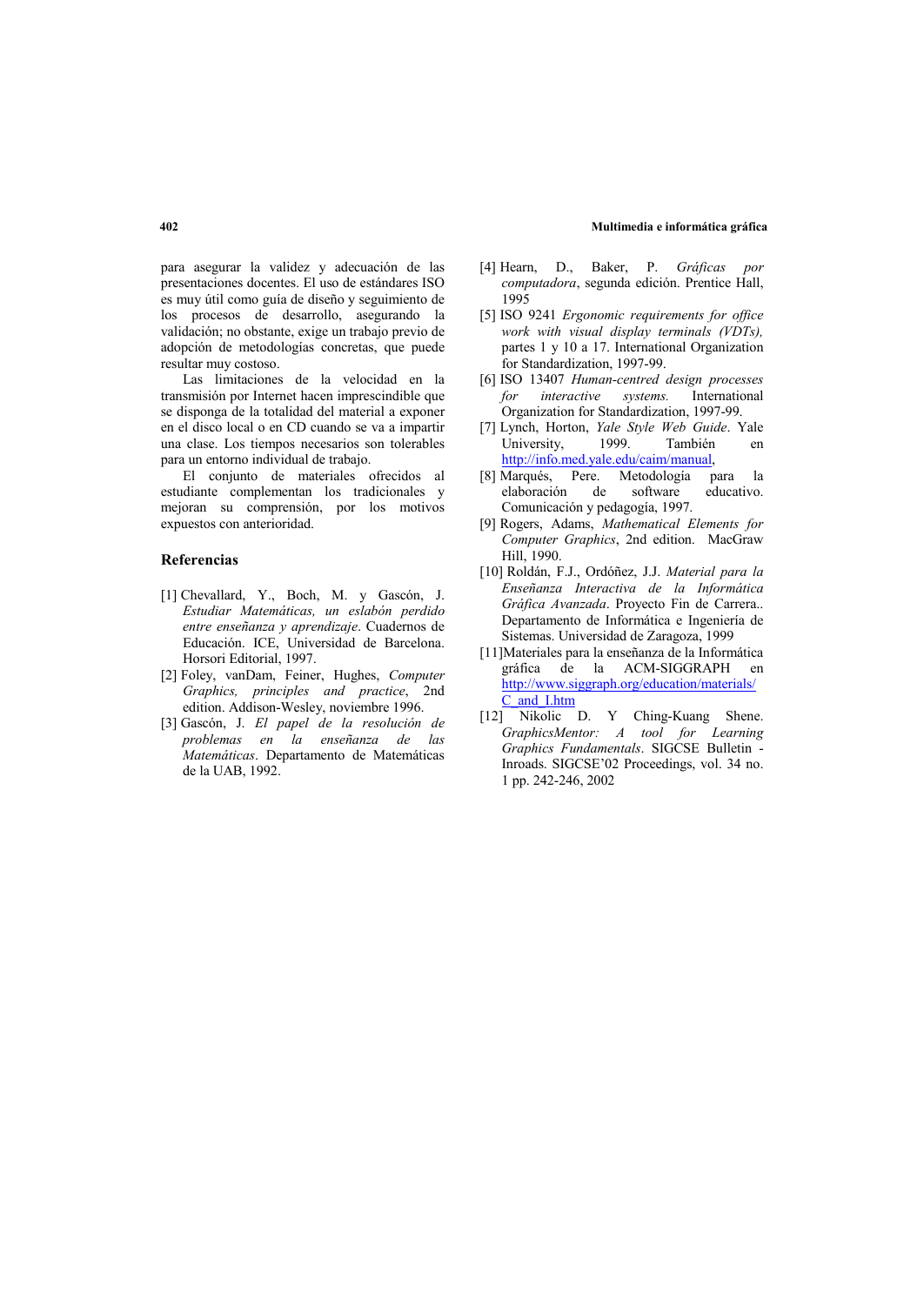para asegurar la validez y adecuación de las presentaciones docentes. El uso de estándares ISO es muy útil como guía de diseño y seguimiento de los procesos de desarrollo, asegurando la validación; no obstante, exige un trabajo previo de adopción de metodologías concretas, que puede resultar muy costoso.

Las limitaciones de la velocidad en la transmisión por Internet hacen imprescindible que se disponga de la totalidad del material a exponer en el disco local o en CD cuando se va a impartir una clase. Los tiempos necesarios son tolerables para un entorno individual de trabajo.

El conjunto de materiales ofrecidos al estudiante complementan los tradicionales y mejoran su comprensión, por los motivos expuestos con anterioridad.

## Referencias

[1] Chevallard, Y., Boch, M. y Gascón, J. *Estudiar Matemáticas, un eslabón perdido entre enseñanza y aprendizaje*. Cuadernos de Educación. ICE, Universidad de Barcelona. Horsori Editorial, 1997.

[2] Foley, vanDam, Feiner, Hughes, *Computer Graphics, principles and practice*, 2nd edition. Addison-Wesley, noviembre 1996.

[3] Gascón, J. *El papel de la resolución de problemas en la enseñanza de las Matemáticas*. Departamento de Matemáticas de la UAB, 1992.

[4] Hearn, D., Baker, P. *Gráficas por computadora*, segunda edición. Prentice Hall, 1995

[5] ISO 9241 *Ergonomic requirements for office work with visual display terminals (VDTs),* partes 1 y 10 a 17. International Organization for Standardization, 1997-99.

[6] ISO 13407 *Human-centred design processes for interactive systems.* International Organization for Standardization, 1997-99.

[7] Lynch, Horton, *Yale Style Web Guide*. Yale University, 1999. También en http://info.med.yale.edu/caim/manual,

[8] Marqués, Pere. Metodología para la elaboración de software educativo. Comunicación y pedagogía, 1997.

[9] Rogers, Adams, *Mathematical Elements for Computer Graphics*, 2nd edition. MacGraw Hill, 1990.

[10] Roldán, F.J., Ordóñez, J.J. *Material para la Enseñanza Interactiva de la Informática Gráfica Avanzada*. Proyecto Fin de Carrera.. Departamento de Informática e Ingeniería de Sistemas. Universidad de Zaragoza, 1999

[11]Materiales para la enseñanza de la Informática gráfica de la ACM-SIGGRAPH en http://www.siggraph.org/education/materials/C_and_I.htm

[12] Nikolic D. Y Ching-Kuang Shene. *GraphicsMentor: A tool for Learning Graphics Fundamentals*. SIGCSE Bulletin - Inroads. SIGCSE'02 Proceedings, vol. 34 no. 1 pp. 242-246, 2002